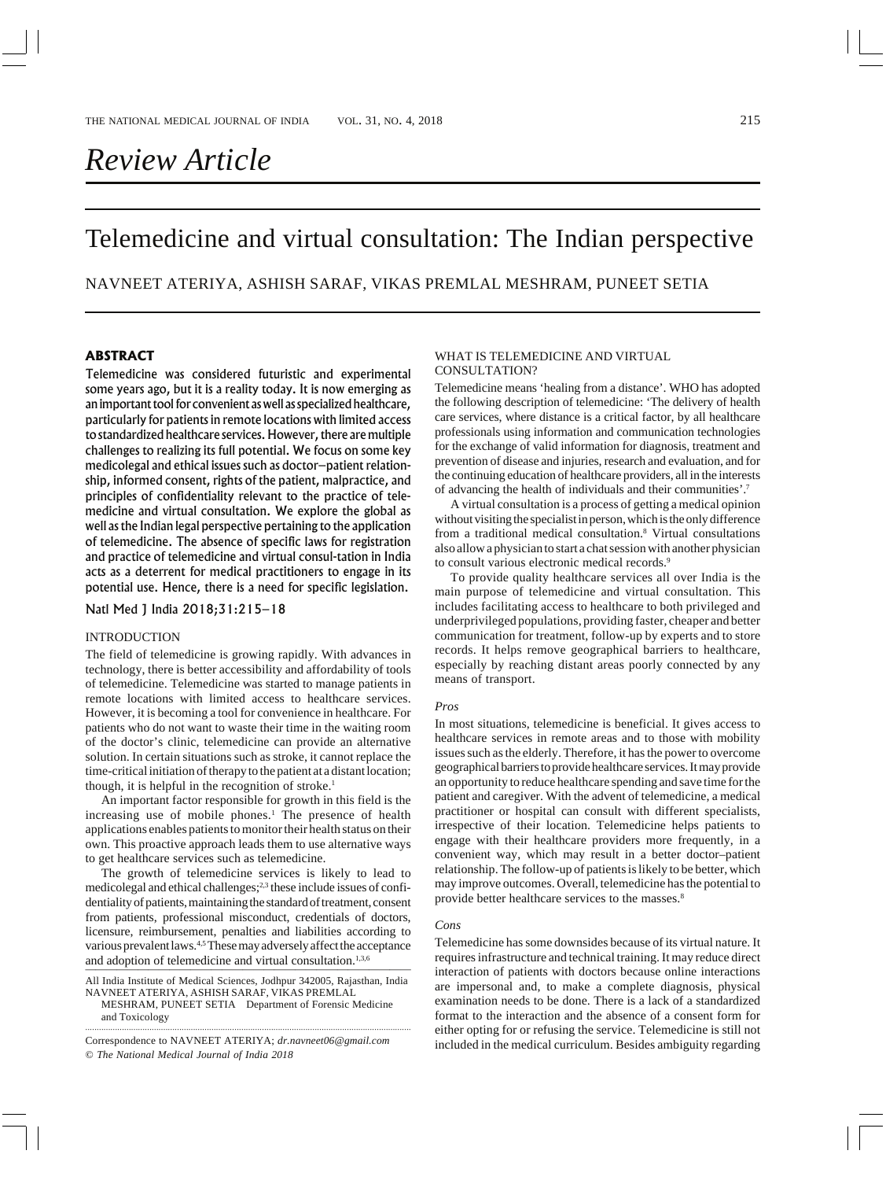*Review Article*

# Telemedicine and virtual consultation: The Indian perspective

NAVNEET ATERIYA, ASHISH SARAF, VIKAS PREMLAL MESHRAM, PUNEET SETIA

## ABSTRACT

**Telemedicine was considered futuristic and experimental some years ago, but it is a reality today. It is now emerging as an important tool for convenient as well as specialized healthcare, particularly for patients in remote locations with limited access to standardized healthcare services. However, there are multiple challenges to realizing its full potential. We focus on some key medicolegal and ethical issues such as doctor–patient relationship, informed consent, rights of the patient, malpractice, and principles of confidentiality relevant to the practice of telemedicine and virtual consultation. We explore the global as well as the Indian legal perspective pertaining to the application of telemedicine. The absence of specific laws for registration and practice of telemedicine and virtual consul-tation in India acts as a deterrent for medical practitioners to engage in its potential use. Hence, there is a need for specific legislation.**

Natl Med J India 2018;31:215–18

## INTRODUCTION

The field of telemedicine is growing rapidly. With advances in technology, there is better accessibility and affordability of tools of telemedicine. Telemedicine was started to manage patients in remote locations with limited access to healthcare services. However, it is becoming a tool for convenience in healthcare. For patients who do not want to waste their time in the waiting room of the doctor's clinic, telemedicine can provide an alternative solution. In certain situations such as stroke, it cannot replace the time-critical initiation of therapy to the patient at a distant location; though, it is helpful in the recognition of stroke.[1]

An important factor responsible for growth in this field is the increasing use of mobile phones.[1] The presence of health applications enables patients to monitor their health status on their own. This proactive approach leads them to use alternative ways to get healthcare services such as telemedicine.

The growth of telemedicine services is likely to lead to medicolegal and ethical challenges;[2,3] these include issues of confidentiality of patients, maintaining the standard of treatment, consent from patients, professional misconduct, credentials of doctors, licensure, reimbursement, penalties and liabilities according to various prevalent laws.[4,5] These may adversely affect the acceptance and adoption of telemedicine and virtual consultation.[1,3,6]

All India Institute of Medical Sciences, Jodhpur 342005, Rajasthan, India
NAVNEET ATERIYA, ASHISH SARAF, VIKAS PREMLAL MESHRAM, PUNEET SETIA Department of Forensic Medicine and Toxicology

Correspondence to NAVNEET ATERIYA; *dr.navneet06@gmail.com*
© *The National Medical Journal of India 2018*

## WHAT IS TELEMEDICINE AND VIRTUAL CONSULTATION?

Telemedicine means 'healing from a distance'. WHO has adopted the following description of telemedicine: 'The delivery of health care services, where distance is a critical factor, by all healthcare professionals using information and communication technologies for the exchange of valid information for diagnosis, treatment and prevention of disease and injuries, research and evaluation, and for the continuing education of healthcare providers, all in the interests of advancing the health of individuals and their communities'.[7]

A virtual consultation is a process of getting a medical opinion without visiting the specialist in person, which is the only difference from a traditional medical consultation.[8] Virtual consultations also allow a physician to start a chat session with another physician to consult various electronic medical records.[9]

To provide quality healthcare services all over India is the main purpose of telemedicine and virtual consultation. This includes facilitating access to healthcare to both privileged and underprivileged populations, providing faster, cheaper and better communication for treatment, follow-up by experts and to store records. It helps remove geographical barriers to healthcare, especially by reaching distant areas poorly connected by any means of transport.

### *Pros*

In most situations, telemedicine is beneficial. It gives access to healthcare services in remote areas and to those with mobility issues such as the elderly. Therefore, it has the power to overcome geographical barriers to provide healthcare services. It may provide an opportunity to reduce healthcare spending and save time for the patient and caregiver. With the advent of telemedicine, a medical practitioner or hospital can consult with different specialists, irrespective of their location. Telemedicine helps patients to engage with their healthcare providers more frequently, in a convenient way, which may result in a better doctor–patient relationship. The follow-up of patients is likely to be better, which may improve outcomes. Overall, telemedicine has the potential to provide better healthcare services to the masses.[8]

### *Cons*

Telemedicine has some downsides because of its virtual nature. It requires infrastructure and technical training. It may reduce direct interaction of patients with doctors because online interactions are impersonal and, to make a complete diagnosis, physical examination needs to be done. There is a lack of a standardized format to the interaction and the absence of a consent form for either opting for or refusing the service. Telemedicine is still not included in the medical curriculum. Besides ambiguity regarding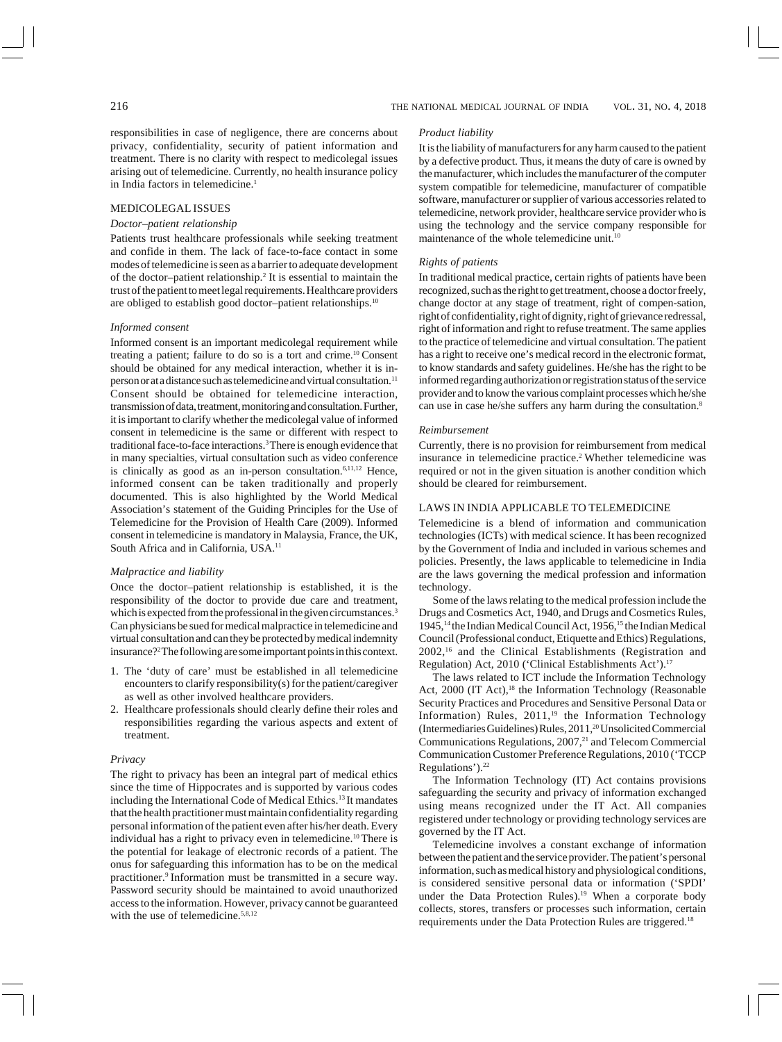responsibilities in case of negligence, there are concerns about privacy, confidentiality, security of patient information and treatment. There is no clarity with respect to medicolegal issues arising out of telemedicine. Currently, no health insurance policy in India factors in telemedicine.[1]

## MEDICOLEGAL ISSUES

### *Doctor–patient relationship*

Patients trust healthcare professionals while seeking treatment and confide in them. The lack of face-to-face contact in some modes of telemedicine is seen as a barrier to adequate development of the doctor–patient relationship.[2] It is essential to maintain the trust of the patient to meet legal requirements. Healthcare providers are obliged to establish good doctor–patient relationships.[10]

### *Informed consent*

Informed consent is an important medicolegal requirement while treating a patient; failure to do so is a tort and crime.[10] Consent should be obtained for any medical interaction, whether it is in-person or at a distance such as telemedicine and virtual consultation.[11] Consent should be obtained for telemedicine interaction, transmission of data, treatment, monitoring and consultation. Further, it is important to clarify whether the medicolegal value of informed consent in telemedicine is the same or different with respect to traditional face-to-face interactions.[3] There is enough evidence that in many specialties, virtual consultation such as video conference is clinically as good as an in-person consultation.[6,11,12] Hence, informed consent can be taken traditionally and properly documented. This is also highlighted by the World Medical Association's statement of the Guiding Principles for the Use of Telemedicine for the Provision of Health Care (2009). Informed consent in telemedicine is mandatory in Malaysia, France, the UK, South Africa and in California, USA.[11]

### *Malpractice and liability*

Once the doctor–patient relationship is established, it is the responsibility of the doctor to provide due care and treatment, which is expected from the professional in the given circumstances.[3] Can physicians be sued for medical malpractice in telemedicine and virtual consultation and can they be protected by medical indemnity insurance?[2] The following are some important points in this context.

1. The 'duty of care' must be established in all telemedicine encounters to clarify responsibility(s) for the patient/caregiver as well as other involved healthcare providers.
2. Healthcare professionals should clearly define their roles and responsibilities regarding the various aspects and extent of treatment.

### *Privacy*

The right to privacy has been an integral part of medical ethics since the time of Hippocrates and is supported by various codes including the International Code of Medical Ethics.[13] It mandates that the health practitioner must maintain confidentiality regarding personal information of the patient even after his/her death. Every individual has a right to privacy even in telemedicine.[10] There is the potential for leakage of electronic records of a patient. The onus for safeguarding this information has to be on the medical practitioner.[9] Information must be transmitted in a secure way. Password security should be maintained to avoid unauthorized access to the information. However, privacy cannot be guaranteed with the use of telemedicine.[5,8,12]

### *Product liability*

It is the liability of manufacturers for any harm caused to the patient by a defective product. Thus, it means the duty of care is owned by the manufacturer, which includes the manufacturer of the computer system compatible for telemedicine, manufacturer of compatible software, manufacturer or supplier of various accessories related to telemedicine, network provider, healthcare service provider who is using the technology and the service company responsible for maintenance of the whole telemedicine unit.[10]

### *Rights of patients*

In traditional medical practice, certain rights of patients have been recognized, such as the right to get treatment, choose a doctor freely, change doctor at any stage of treatment, right of compen-sation, right of confidentiality, right of dignity, right of grievance redressal, right of information and right to refuse treatment. The same applies to the practice of telemedicine and virtual consultation. The patient has a right to receive one's medical record in the electronic format, to know standards and safety guidelines. He/she has the right to be informed regarding authorization or registration status of the service provider and to know the various complaint processes which he/she can use in case he/she suffers any harm during the consultation.[8]

### *Reimbursement*

Currently, there is no provision for reimbursement from medical insurance in telemedicine practice.[2] Whether telemedicine was required or not in the given situation is another condition which should be cleared for reimbursement.

## LAWS IN INDIA APPLICABLE TO TELEMEDICINE

Telemedicine is a blend of information and communication technologies (ICTs) with medical science. It has been recognized by the Government of India and included in various schemes and policies. Presently, the laws applicable to telemedicine in India are the laws governing the medical profession and information technology.

Some of the laws relating to the medical profession include the Drugs and Cosmetics Act, 1940, and Drugs and Cosmetics Rules, 1945,[14] the Indian Medical Council Act, 1956,[15] the Indian Medical Council (Professional conduct, Etiquette and Ethics) Regulations, 2002,[16] and the Clinical Establishments (Registration and Regulation) Act, 2010 ('Clinical Establishments Act').[17]

The laws related to ICT include the Information Technology Act, 2000 (IT Act),[18] the Information Technology (Reasonable Security Practices and Procedures and Sensitive Personal Data or Information) Rules, 2011,[19] the Information Technology (Intermediaries Guidelines) Rules, 2011,[20] Unsolicited Commercial Communications Regulations, 2007,[21] and Telecom Commercial Communication Customer Preference Regulations, 2010 ('TCCP Regulations').[22]

The Information Technology (IT) Act contains provisions safeguarding the security and privacy of information exchanged using means recognized under the IT Act. All companies registered under technology or providing technology services are governed by the IT Act.

Telemedicine involves a constant exchange of information between the patient and the service provider. The patient's personal information, such as medical history and physiological conditions, is considered sensitive personal data or information ('SPDI' under the Data Protection Rules).[19] When a corporate body collects, stores, transfers or processes such information, certain requirements under the Data Protection Rules are triggered.[18]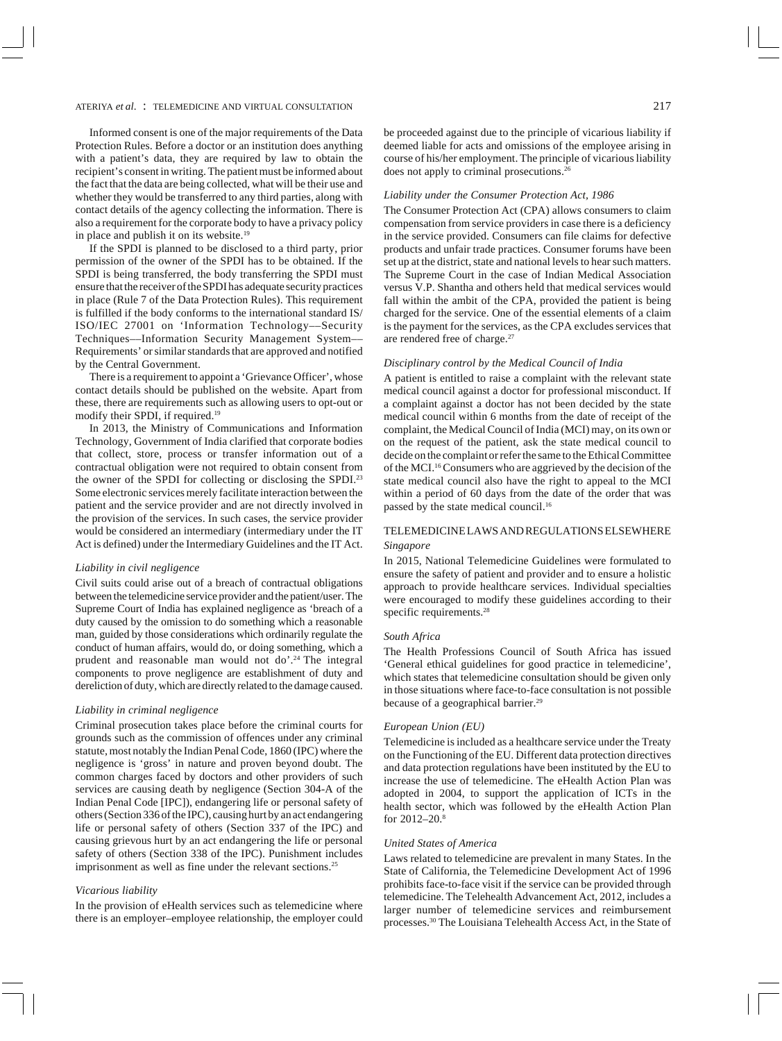Informed consent is one of the major requirements of the Data Protection Rules. Before a doctor or an institution does anything with a patient's data, they are required by law to obtain the recipient's consent in writing. The patient must be informed about the fact that the data are being collected, what will be their use and whether they would be transferred to any third parties, along with contact details of the agency collecting the information. There is also a requirement for the corporate body to have a privacy policy in place and publish it on its website.[19]

If the SPDI is planned to be disclosed to a third party, prior permission of the owner of the SPDI has to be obtained. If the SPDI is being transferred, the body transferring the SPDI must ensure that the receiver of the SPDI has adequate security practices in place (Rule 7 of the Data Protection Rules). This requirement is fulfilled if the body conforms to the international standard IS/ISO/IEC 27001 on 'Information Technology—Security Techniques—Information Security Management System—Requirements' or similar standards that are approved and notified by the Central Government.

There is a requirement to appoint a 'Grievance Officer', whose contact details should be published on the website. Apart from these, there are requirements such as allowing users to opt-out or modify their SPDI, if required.[19]

In 2013, the Ministry of Communications and Information Technology, Government of India clarified that corporate bodies that collect, store, process or transfer information out of a contractual obligation were not required to obtain consent from the owner of the SPDI for collecting or disclosing the SPDI.[23] Some electronic services merely facilitate interaction between the patient and the service provider and are not directly involved in the provision of the services. In such cases, the service provider would be considered an intermediary (intermediary under the IT Act is defined) under the Intermediary Guidelines and the IT Act.

### *Liability in civil negligence*

Civil suits could arise out of a breach of contractual obligations between the telemedicine service provider and the patient/user. The Supreme Court of India has explained negligence as 'breach of a duty caused by the omission to do something which a reasonable man, guided by those considerations which ordinarily regulate the conduct of human affairs, would do, or doing something, which a prudent and reasonable man would not do'.[24] The integral components to prove negligence are establishment of duty and dereliction of duty, which are directly related to the damage caused.

### *Liability in criminal negligence*

Criminal prosecution takes place before the criminal courts for grounds such as the commission of offences under any criminal statute, most notably the Indian Penal Code, 1860 (IPC) where the negligence is 'gross' in nature and proven beyond doubt. The common charges faced by doctors and other providers of such services are causing death by negligence (Section 304-A of the Indian Penal Code [IPC]), endangering life or personal safety of others (Section 336 of the IPC), causing hurt by an act endangering life or personal safety of others (Section 337 of the IPC) and causing grievous hurt by an act endangering the life or personal safety of others (Section 338 of the IPC). Punishment includes imprisonment as well as fine under the relevant sections.[25]

### *Vicarious liability*

In the provision of eHealth services such as telemedicine where there is an employer–employee relationship, the employer could be proceeded against due to the principle of vicarious liability if deemed liable for acts and omissions of the employee arising in course of his/her employment. The principle of vicarious liability does not apply to criminal prosecutions.[26]

### *Liability under the Consumer Protection Act, 1986*

The Consumer Protection Act (CPA) allows consumers to claim compensation from service providers in case there is a deficiency in the service provided. Consumers can file claims for defective products and unfair trade practices. Consumer forums have been set up at the district, state and national levels to hear such matters. The Supreme Court in the case of Indian Medical Association versus V.P. Shantha and others held that medical services would fall within the ambit of the CPA, provided the patient is being charged for the service. One of the essential elements of a claim is the payment for the services, as the CPA excludes services that are rendered free of charge.[27]

### *Disciplinary control by the Medical Council of India*

A patient is entitled to raise a complaint with the relevant state medical council against a doctor for professional misconduct. If a complaint against a doctor has not been decided by the state medical council within 6 months from the date of receipt of the complaint, the Medical Council of India (MCI) may, on its own or on the request of the patient, ask the state medical council to decide on the complaint or refer the same to the Ethical Committee of the MCI.[16] Consumers who are aggrieved by the decision of the state medical council also have the right to appeal to the MCI within a period of 60 days from the date of the order that was passed by the state medical council.[16]

## TELEMEDICINE LAWS AND REGULATIONS ELSEWHERE

### *Singapore*

In 2015, National Telemedicine Guidelines were formulated to ensure the safety of patient and provider and to ensure a holistic approach to provide healthcare services. Individual specialties were encouraged to modify these guidelines according to their specific requirements.[28]

### *South Africa*

The Health Professions Council of South Africa has issued 'General ethical guidelines for good practice in telemedicine', which states that telemedicine consultation should be given only in those situations where face-to-face consultation is not possible because of a geographical barrier.[29]

### *European Union (EU)*

Telemedicine is included as a healthcare service under the Treaty on the Functioning of the EU. Different data protection directives and data protection regulations have been instituted by the EU to increase the use of telemedicine. The eHealth Action Plan was adopted in 2004, to support the application of ICTs in the health sector, which was followed by the eHealth Action Plan for 2012–20.[8]

### *United States of America*

Laws related to telemedicine are prevalent in many States. In the State of California, the Telemedicine Development Act of 1996 prohibits face-to-face visit if the service can be provided through telemedicine. The Telehealth Advancement Act, 2012, includes a larger number of telemedicine services and reimbursement processes.[30] The Louisiana Telehealth Access Act, in the State of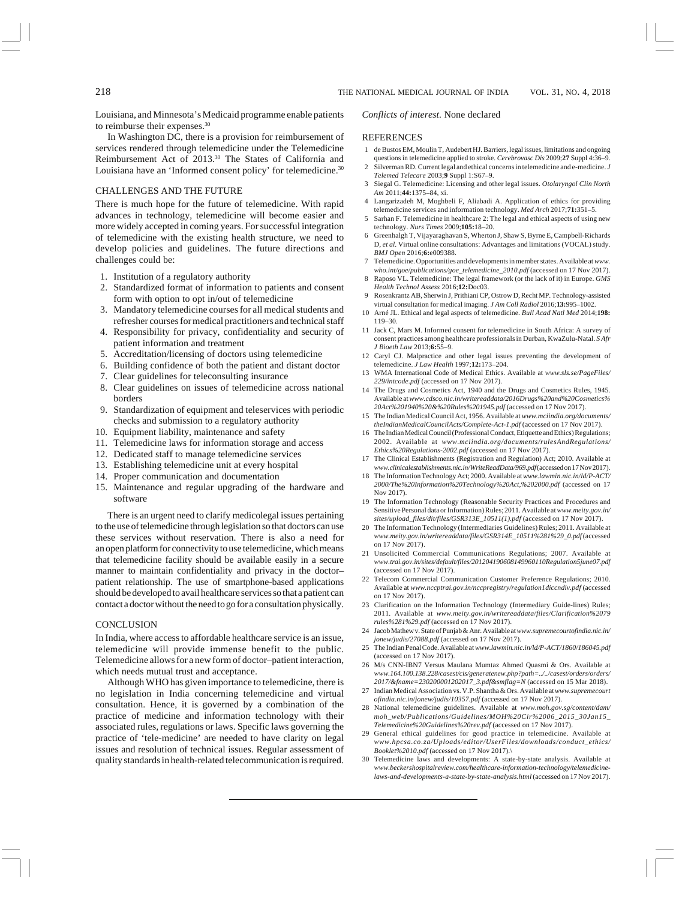Louisiana, and Minnesota's Medicaid programme enable patients to reimburse their expenses.[30]

In Washington DC, there is a provision for reimbursement of services rendered through telemedicine under the Telemedicine Reimbursement Act of 2013.[30] The States of California and Louisiana have an 'Informed consent policy' for telemedicine.[30]

## CHALLENGES AND THE FUTURE

There is much hope for the future of telemedicine. With rapid advances in technology, telemedicine will become easier and more widely accepted in coming years. For successful integration of telemedicine with the existing health structure, we need to develop policies and guidelines. The future directions and challenges could be:

1. Institution of a regulatory authority
2. Standardized format of information to patients and consent form with option to opt in/out of telemedicine
3. Mandatory telemedicine courses for all medical students and refresher courses for medical practitioners and technical staff
4. Responsibility for privacy, confidentiality and security of patient information and treatment
5. Accreditation/licensing of doctors using telemedicine
6. Building confidence of both the patient and distant doctor
7. Clear guidelines for teleconsulting insurance
8. Clear guidelines on issues of telemedicine across national borders
9. Standardization of equipment and teleservices with periodic checks and submission to a regulatory authority
10. Equipment liability, maintenance and safety
11. Telemedicine laws for information storage and access
12. Dedicated staff to manage telemedicine services
13. Establishing telemedicine unit at every hospital
14. Proper communication and documentation
15. Maintenance and regular upgrading of the hardware and software

There is an urgent need to clarify medicolegal issues pertaining to the use of telemedicine through legislation so that doctors can use these services without reservation. There is also a need for an open platform for connectivity to use telemedicine, which means that telemedicine facility should be available easily in a secure manner to maintain confidentiality and privacy in the doctor–patient relationship. The use of smartphone-based applications should be developed to avail healthcare services so that a patient can contact a doctor without the need to go for a consultation physically.

## CONCLUSION

In India, where access to affordable healthcare service is an issue, telemedicine will provide immense benefit to the public. Telemedicine allows for a new form of doctor–patient interaction, which needs mutual trust and acceptance.

Although WHO has given importance to telemedicine, there is no legislation in India concerning telemedicine and virtual consultation. Hence, it is governed by a combination of the practice of medicine and information technology with their associated rules, regulations or laws. Specific laws governing the practice of 'tele-medicine' are needed to have clarity on legal issues and resolution of technical issues. Regular assessment of quality standards in health-related telecommunication is required.

*Conflicts of interest.* None declared

## REFERENCES

1. de Bustos EM, Moulin T, Audebert HJ. Barriers, legal issues, limitations and ongoing questions in telemedicine applied to stroke. *Cerebrovasc Dis* 2009;**27** Suppl 4:36–9.
2. Silverman RD. Current legal and ethical concerns in telemedicine and e-medicine. *J Telemed Telecare* 2003;**9** Suppl 1:S67–9.
3. Siegal G. Telemedicine: Licensing and other legal issues. *Otolaryngol Clin North Am* 2011;**44:**1375–84, xi.
4. Langarizadeh M, Moghbeli F, Aliabadi A. Application of ethics for providing telemedicine services and information technology. *Med Arch* 2017;**71:**351–5.
5. Sarhan F. Telemedicine in healthcare 2: The legal and ethical aspects of using new technology. *Nurs Times* 2009;**105:**18–20.
6. Greenhalgh T, Vijayaraghavan S, Wherton J, Shaw S, Byrne E, Campbell-Richards D, *et al*. Virtual online consultations: Advantages and limitations (VOCAL) study. *BMJ Open* 2016;**6:**e009388.
7. Telemedicine. Opportunities and developments in member states. Available at *www.who.int/goe/publications/goe_telemedicine_2010.pdf* (accessed on 17 Nov 2017).
8. Raposo VL. Telemedicine: The legal framework (or the lack of it) in Europe. *GMS Health Technol Assess* 2016;**12:**Doc03.
9. Rosenkrantz AB, Sherwin J, Prithiani CP, Ostrow D, Recht MP. Technology-assisted virtual consultation for medical imaging. *J Am Coll Radiol* 2016;**13:**995–1002.
10. Arné JL. Ethical and legal aspects of telemedicine. *Bull Acad Natl Med* 2014;**198:** 119–30.
11. Jack C, Mars M. Informed consent for telemedicine in South Africa: A survey of consent practices among healthcare professionals in Durban, KwaZulu-Natal. *S Afr J Bioeth Law* 2013;**6:**55–9.
12. Caryl CJ. Malpractice and other legal issues preventing the development of telemedicine. *J Law Health* 1997;**12:**173–204.
13. WMA International Code of Medical Ethics. Available at *www.sls.se/PageFiles/229/intcode.pdf* (accessed on 17 Nov 2017).
14. The Drugs and Cosmetics Act, 1940 and the Drugs and Cosmetics Rules, 1945. Available at *www.cdsco.nic.in/writereaddata/2016Drugs%20and%20Cosmetics%20Act%201940%20&%20Rules%201945.pdf* (accessed on 17 Nov 2017).
15. The Indian Medical Council Act, 1956. Available at *www.mciindia.org/documents/theIndianMedicalCouncilActs/Complete-Act-1.pdf* (accessed on 17 Nov 2017).
16. The Indian Medical Council (Professional Conduct, Etiquette and Ethics) Regulations; 2002. Available at *www.mciindia.org/documents/rulesAndRegulations/Ethics%20Regulations-2002.pdf* (accessed on 17 Nov 2017).
17. The Clinical Establishments (Registration and Regulation) Act; 2010. Available at *www.clinicalestablishments.nic.in/WriteReadData/969.pdf* (accessed on 17 Nov 2017).
18. The Information Technology Act; 2000. Available at *www.lawmin.nic.in/ld/P-ACT/2000/The%20Information%20Technology%20Act,%202000.pdf* (accessed on 17 Nov 2017).
19. The Information Technology (Reasonable Security Practices and Procedures and Sensitive Personal data or Information) Rules; 2011. Available at *www.meity.gov.in/sites/upload_files/dit/files/GSR313E_10511(1).pdf* (accessed on 17 Nov 2017).
20. The Information Technology (Intermediaries Guidelines) Rules; 2011. Available at *www.meity.gov.in/writereaddata/files/GSR314E_10511%281%29_0.pdf* (accessed on 17 Nov 2017).
21. Unsolicited Commercial Communications Regulations; 2007. Available at *www.trai.gov.in/sites/default/files/201204190608149960110Regulation5june07.pdf* (accessed on 17 Nov 2017).
22. Telecom Commercial Communication Customer Preference Regulations; 2010. Available at *www.nccptrai.gov.in/nccpregistry/regulation1diccndiv.pdf* (accessed on 17 Nov 2017).
23. Clarification on the Information Technology (Intermediary Guide-lines) Rules; 2011. Available at *www.meity.gov.in/writereaddata/files/Clarification%2079rules%281%29.pdf* (accessed on 17 Nov 2017).
24. Jacob Mathew v. State of Punjab & Anr. Available at *www.supremecourtofindia.nic.in/jonew/judis/27088.pdf* (accessed on 17 Nov 2017).
25. The Indian Penal Code. Available at *www.lawmin.nic.in/ld/P-ACT/1860/186045.pdf* (accessed on 17 Nov 2017).
26. M/s CNN-IBN7 Versus Maulana Mumtaz Ahmed Quasmi & Ors. Available at *www.164.100.138.228/casest/cis/generatenew.php?path=../../casest/orders/orders/2017/&fname=230200001202017_3.pdf&smflag=N* (accessed on 15 Mar 2018).
27. Indian Medical Association vs. V.P. Shantha & Ors. Available at *www.supremecourtofindia.nic.in/jonew/judis/10357.pdf* (accessed on 17 Nov 2017).
28. National telemedicine guidelines. Available at *www.moh.gov.sg/content/dam/moh_web/Publications/Guidelines/MOH%20Cir%2006_2015_30Jan15_Telemedicine%20Guidelines%20rev.pdf* (accessed on 17 Nov 2017).
29. General ethical guidelines for good practice in telemedicine. Available at *www.hpcsa.co.za/Uploads/editor/UserFiles/downloads/conduct_ethics/Booklet%2010.pdf* (accessed on 17 Nov 2017).\
30. Telemedicine laws and developments: A state-by-state analysis. Available at *www.beckershospitalreview.com/healthcare-information-technology/telemedicine-laws-and-developments-a-state-by-state-analysis.html* (accessed on 17 Nov 2017).